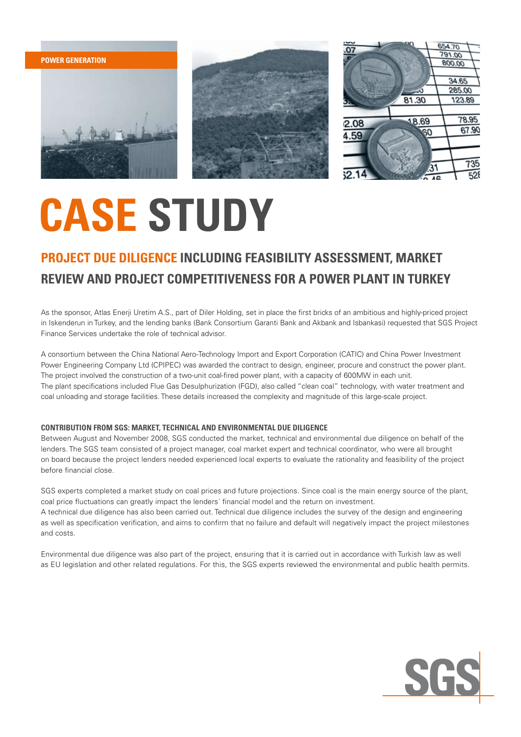POWER GENERATION

# CASE STUDY

## PROJECT DUE DILIGENCE INCLUDING FEASIBILITY ASSESSMENT, MARKET REVIEW AND PROJECT COMPETITIVENESS FOR A POWER PLANT IN TURKEY

As the sponsor, Atlas Enerji Uretim A.S., part of Diler Holding, set in place the first bricks of an ambitious and highly-priced project in Iskenderun in Turkey, and the lending banks (Bank Consortium Garanti Bank and Akbank and Isbankasi) requested that SGS Project Finance Services undertake the role of technical advisor.

A consortium between the China National Aero-Technology Import and Export Corporation (CATIC) and China Power Investment Power Engineering Company Ltd (CPIPEC) was awarded the contract to design, engineer, procure and construct the power plant. The project involved the construction of a two-unit coal-fired power plant, with a capacity of 600MW in each unit. The plant specifications included Flue Gas Desulphurization (FGD), also called "clean coal" technology, with water treatment and coal unloading and storage facilities. These details increased the complexity and magnitude of this large-scale project.

### CONTRIBUTION FROM SGS: MARKET, TECHNICAL AND ENVIRONMENTAL DUE DILIGENCE

Between August and November 2008, SGS conducted the market, technical and environmental due diligence on behalf of the lenders. The SGS team consisted of a project manager, coal market expert and technical coordinator, who were all brought on board because the project lenders needed experienced local experts to evaluate the rationality and feasibility of the project before financial close.

SGS experts completed a market study on coal prices and future projections. Since coal is the main energy source of the plant, coal price fluctuations can greatly impact the lenders´ financial model and the return on investment.
A technical due diligence has also been carried out. Technical due diligence includes the survey of the design and engineering as well as specification verification, and aims to confirm that no failure and default will negatively impact the project milestones and costs.

Environmental due diligence was also part of the project, ensuring that it is carried out in accordance with Turkish law as well as EU legislation and other related regulations. For this, the SGS experts reviewed the environmental and public health permits.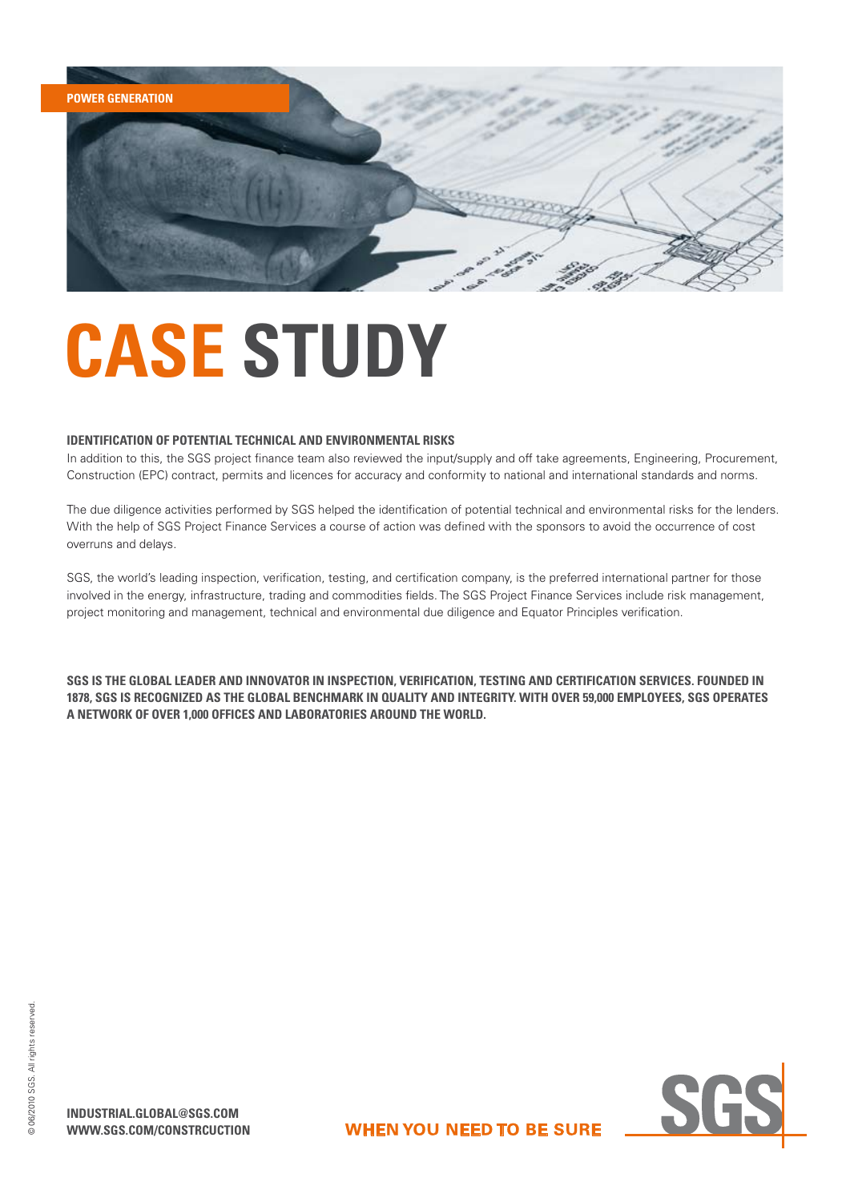POWER GENERATION

# CASE STUDY

### IDENTIFICATION OF POTENTIAL TECHNICAL AND ENVIRONMENTAL RISKS

In addition to this, the SGS project finance team also reviewed the input/supply and off take agreements, Engineering, Procurement, Construction (EPC) contract, permits and licences for accuracy and conformity to national and international standards and norms.

The due diligence activities performed by SGS helped the identification of potential technical and environmental risks for the lenders. With the help of SGS Project Finance Services a course of action was defined with the sponsors to avoid the occurrence of cost overruns and delays.

SGS, the world's leading inspection, verification, testing, and certification company, is the preferred international partner for those involved in the energy, infrastructure, trading and commodities fields. The SGS Project Finance Services include risk management, project monitoring and management, technical and environmental due diligence and Equator Principles verification.

**SGS IS THE GLOBAL LEADER AND INNOVATOR IN INSPECTION, VERIFICATION, TESTING AND CERTIFICATION SERVICES. FOUNDED IN 1878, SGS IS RECOGNIZED AS THE GLOBAL BENCHMARK IN QUALITY AND INTEGRITY. WITH OVER 59,000 EMPLOYEES, SGS OPERATES A NETWORK OF OVER 1,000 OFFICES AND LABORATORIES AROUND THE WORLD.**

© 06/2010 SGS. All rights reserved.

INDUSTRIAL.GLOBAL@SGS.COM
WWW.SGS.COM/CONSTRCUCTION

WHEN YOU NEED TO BE SURE

SGS